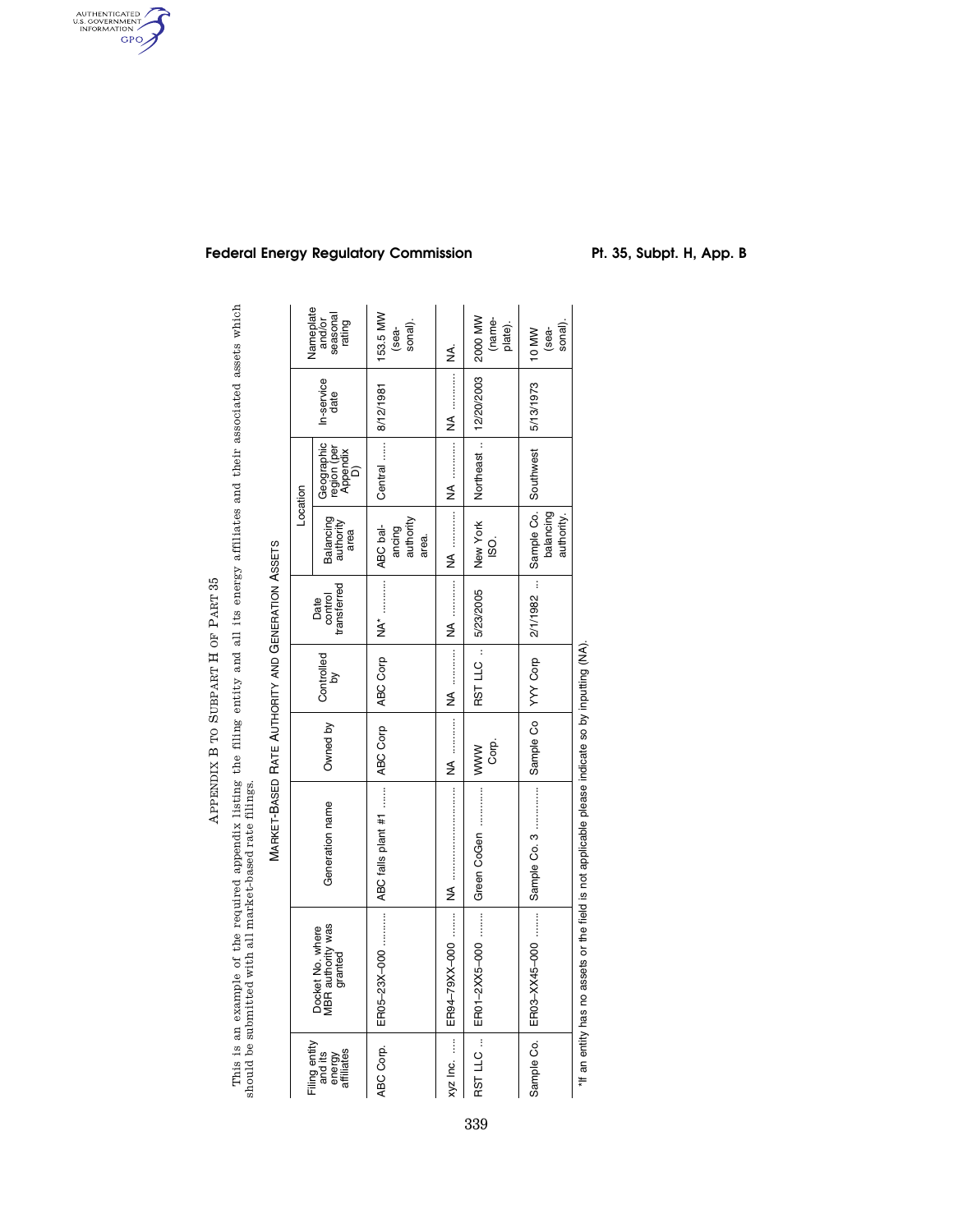# Appendix B to Subpart H of Part 35

This is an example of the required appendix listing the filing entity and all its energy affiliates and their associated assets which should be submitted with all market-based rate filings.

## Market-Based Rate Authority and Generation Assets

| Filing entity and its energy affiliates | Docket No. where MBR authority was granted | Generation name | Owned by | Controlled by | Date control transferred | Location | | In-service date | Nameplate and/or seasonal rating |
|---|---|---|---|---|---|---|---|---|---|
| | | | | | | Balancing authority area | Geographic region (per Appendix D) | | |
| ABC Corp. | ER05–23X–000 | ABC falls plant #1 | ABC Corp | ABC Corp | NA* | ABC balancing authority area. | Central | 8/12/1981 | 153.5 MW (seasonal). |
| xyz Inc. | ER94–79XX–000 | NA | NA | NA | NA | NA | NA | NA | NA. |
| RST LLC | ER01–2XX5–000 | Green CoGen | WWW Corp. | RST LLC | 5/23/2005 | New York ISO. | Northeast | 12/20/2003 | 2000 MW (nameplate). |
| Sample Co. | ER03–XX45–000 | Sample Co. 3 | Sample Co | YYY Corp | 2/1/1982 | Sample Co. balancing authority. | Southwest | 5/13/1973 | 10 MW (seasonal). |

*If an entity has no assets or the field is not applicable please indicate so by inputting (NA).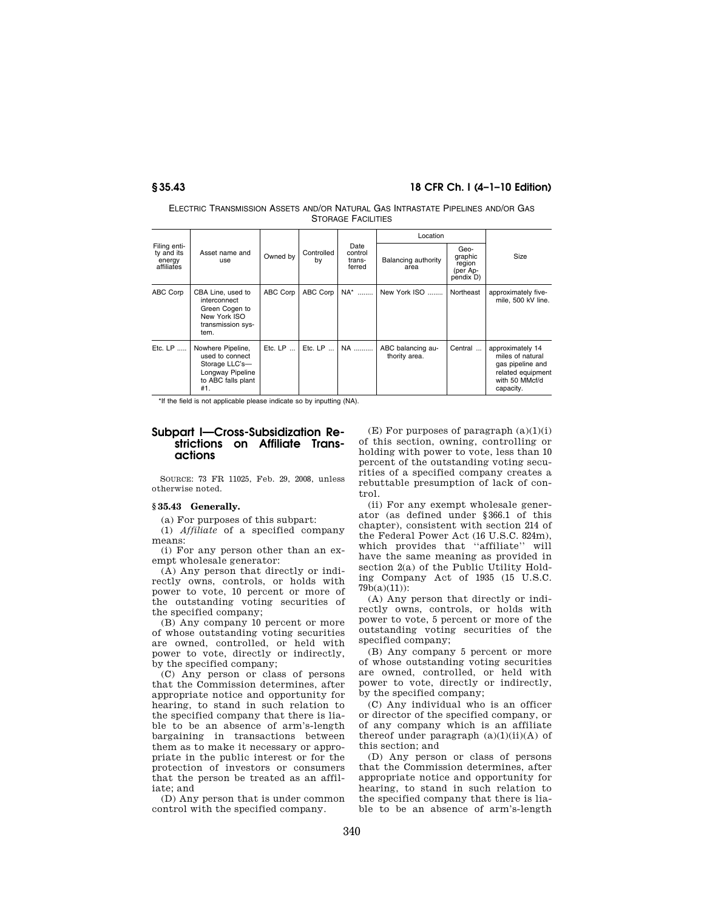ELECTRIC TRANSMISSION ASSETS AND/OR NATURAL GAS INTRASTATE PIPELINES AND/OR GAS STORAGE FACILITIES

| Filing entity and its energy affiliates | Asset name and use | Owned by | Controlled by | Date control transferred | Location | | Size |
|---|---|---|---|---|---|---|---|
| | | | | | Balancing authority area | Geographic region (per Appendix D) | |
| ABC Corp | CBA Line, used to interconnect Green Cogen to New York ISO transmission system. | ABC Corp | ABC Corp | NA* | New York ISO | Northeast | approximately five-mile, 500 kV line. |
| Etc. LP | Nowhere Pipeline, used to connect Storage LLC's—Longway Pipeline to ABC falls plant #1. | Etc. LP | Etc. LP | NA | ABC balancing authority area. | Central | approximately 14 miles of natural gas pipeline and related equipment with 50 MMcf/d capacity. |

*If the field is not applicable please indicate so by inputting (NA).

## Subpart I—Cross-Subsidization Restrictions on Affiliate Transactions

SOURCE: 73 FR 11025, Feb. 29, 2008, unless otherwise noted.

### § 35.43 Generally.

(a) For purposes of this subpart:

(1) *Affiliate* of a specified company means:

(i) For any person other than an exempt wholesale generator:

(A) Any person that directly or indirectly owns, controls, or holds with power to vote, 10 percent or more of the outstanding voting securities of the specified company;

(B) Any company 10 percent or more of whose outstanding voting securities are owned, controlled, or held with power to vote, directly or indirectly, by the specified company;

(C) Any person or class of persons that the Commission determines, after appropriate notice and opportunity for hearing, to stand in such relation to the specified company that there is liable to be an absence of arm's-length bargaining in transactions between them as to make it necessary or appropriate in the public interest or for the protection of investors or consumers that the person be treated as an affiliate; and

(D) Any person that is under common control with the specified company.

(E) For purposes of paragraph (a)(1)(i) of this section, owning, controlling or holding with power to vote, less than 10 percent of the outstanding voting securities of a specified company creates a rebuttable presumption of lack of control.

(ii) For any exempt wholesale generator (as defined under § 366.1 of this chapter), consistent with section 214 of the Federal Power Act (16 U.S.C. 824m), which provides that ''affiliate'' will have the same meaning as provided in section 2(a) of the Public Utility Holding Company Act of 1935 (15 U.S.C. 79b(a)(11)):

(A) Any person that directly or indirectly owns, controls, or holds with power to vote, 5 percent or more of the outstanding voting securities of the specified company;

(B) Any company 5 percent or more of whose outstanding voting securities are owned, controlled, or held with power to vote, directly or indirectly, by the specified company;

(C) Any individual who is an officer or director of the specified company, or of any company which is an affiliate thereof under paragraph (a)(1)(ii)(A) of this section; and

(D) Any person or class of persons that the Commission determines, after appropriate notice and opportunity for hearing, to stand in such relation to the specified company that there is liable to be an absence of arm's-length